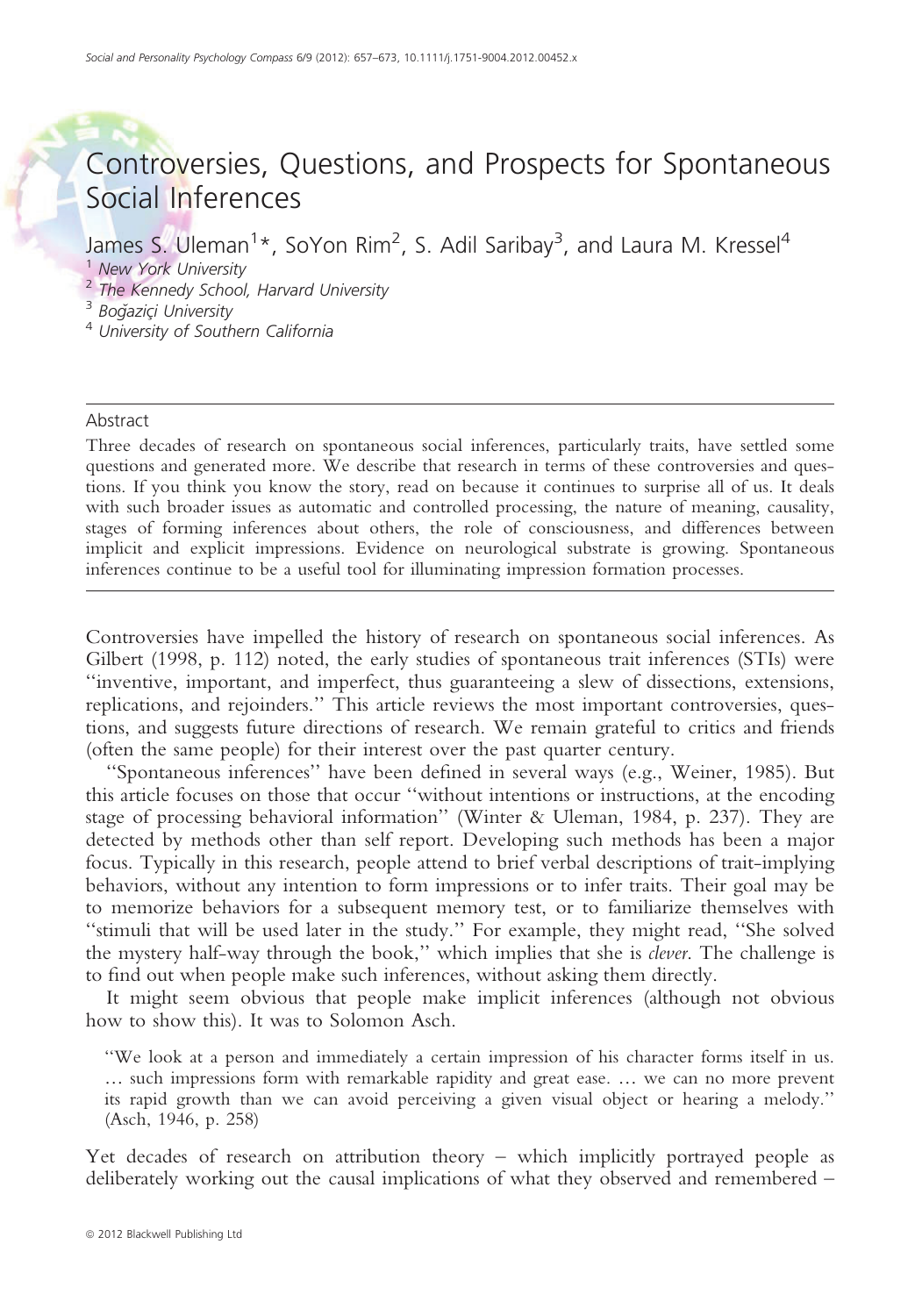# Controversies, Questions, and Prospects for Spontaneous Social Inferences

James S. Uleman[1]*, SoYon Rim[2], S. Adil Saribay[3], and Laura M. Kressel[4]

[1] *New York University*
[2] *The Kennedy School, Harvard University*
[3] *Boğaziçi University*
[4] *University of Southern California*

## Abstract

Three decades of research on spontaneous social inferences, particularly traits, have settled some questions and generated more. We describe that research in terms of these controversies and questions. If you think you know the story, read on because it continues to surprise all of us. It deals with such broader issues as automatic and controlled processing, the nature of meaning, causality, stages of forming inferences about others, the role of consciousness, and differences between implicit and explicit impressions. Evidence on neurological substrate is growing. Spontaneous inferences continue to be a useful tool for illuminating impression formation processes.

---

Controversies have impelled the history of research on spontaneous social inferences. As Gilbert (1998, p. 112) noted, the early studies of spontaneous trait inferences (STIs) were ''inventive, important, and imperfect, thus guaranteeing a slew of dissections, extensions, replications, and rejoinders.'' This article reviews the most important controversies, questions, and suggests future directions of research. We remain grateful to critics and friends (often the same people) for their interest over the past quarter century.

''Spontaneous inferences'' have been defined in several ways (e.g., Weiner, 1985). But this article focuses on those that occur ''without intentions or instructions, at the encoding stage of processing behavioral information'' (Winter & Uleman, 1984, p. 237). They are detected by methods other than self report. Developing such methods has been a major focus. Typically in this research, people attend to brief verbal descriptions of trait-implying behaviors, without any intention to form impressions or to infer traits. Their goal may be to memorize behaviors for a subsequent memory test, or to familiarize themselves with ''stimuli that will be used later in the study.'' For example, they might read, ''She solved the mystery half-way through the book,'' which implies that she is *clever*. The challenge is to find out when people make such inferences, without asking them directly.

It might seem obvious that people make implicit inferences (although not obvious how to show this). It was to Solomon Asch.

> ''We look at a person and immediately a certain impression of his character forms itself in us. … such impressions form with remarkable rapidity and great ease. … we can no more prevent its rapid growth than we can avoid perceiving a given visual object or hearing a melody.'' (Asch, 1946, p. 258)

Yet decades of research on attribution theory – which implicitly portrayed people as deliberately working out the causal implications of what they observed and remembered –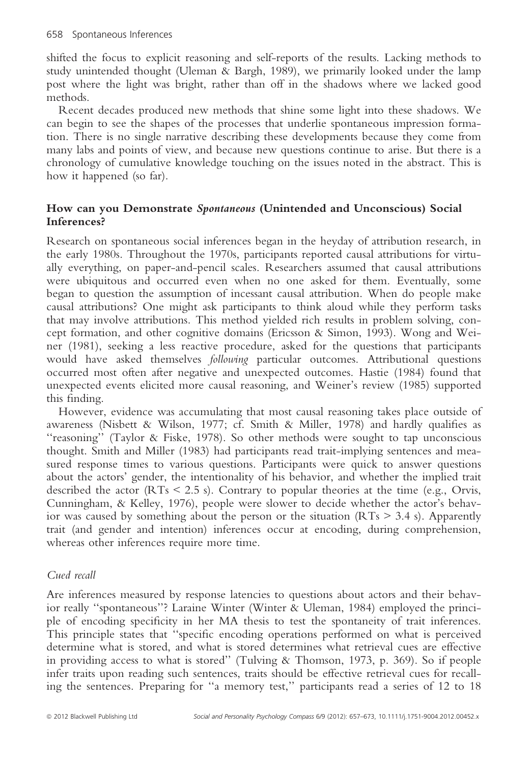shifted the focus to explicit reasoning and self-reports of the results. Lacking methods to study unintended thought (Uleman & Bargh, 1989), we primarily looked under the lamp post where the light was bright, rather than off in the shadows where we lacked good methods.

Recent decades produced new methods that shine some light into these shadows. We can begin to see the shapes of the processes that underlie spontaneous impression formation. There is no single narrative describing these developments because they come from many labs and points of view, and because new questions continue to arise. But there is a chronology of cumulative knowledge touching on the issues noted in the abstract. This is how it happened (so far).

## How can you Demonstrate *Spontaneous* (Unintended and Unconscious) Social Inferences?

Research on spontaneous social inferences began in the heyday of attribution research, in the early 1980s. Throughout the 1970s, participants reported causal attributions for virtually everything, on paper-and-pencil scales. Researchers assumed that causal attributions were ubiquitous and occurred even when no one asked for them. Eventually, some began to question the assumption of incessant causal attribution. When do people make causal attributions? One might ask participants to think aloud while they perform tasks that may involve attributions. This method yielded rich results in problem solving, concept formation, and other cognitive domains (Ericsson & Simon, 1993). Wong and Weiner (1981), seeking a less reactive procedure, asked for the questions that participants would have asked themselves *following* particular outcomes. Attributional questions occurred most often after negative and unexpected outcomes. Hastie (1984) found that unexpected events elicited more causal reasoning, and Weiner's review (1985) supported this finding.

However, evidence was accumulating that most causal reasoning takes place outside of awareness (Nisbett & Wilson, 1977; cf. Smith & Miller, 1978) and hardly qualifies as "reasoning" (Taylor & Fiske, 1978). So other methods were sought to tap unconscious thought. Smith and Miller (1983) had participants read trait-implying sentences and measured response times to various questions. Participants were quick to answer questions about the actors' gender, the intentionality of his behavior, and whether the implied trait described the actor (RTs < 2.5 s). Contrary to popular theories at the time (e.g., Orvis, Cunningham, & Kelley, 1976), people were slower to decide whether the actor's behavior was caused by something about the person or the situation (RTs > 3.4 s). Apparently trait (and gender and intention) inferences occur at encoding, during comprehension, whereas other inferences require more time.

### *Cued recall*

Are inferences measured by response latencies to questions about actors and their behavior really "spontaneous"? Laraine Winter (Winter & Uleman, 1984) employed the principle of encoding specificity in her MA thesis to test the spontaneity of trait inferences. This principle states that "specific encoding operations performed on what is perceived determine what is stored, and what is stored determines what retrieval cues are effective in providing access to what is stored" (Tulving & Thomson, 1973, p. 369). So if people infer traits upon reading such sentences, traits should be effective retrieval cues for recalling the sentences. Preparing for "a memory test," participants read a series of 12 to 18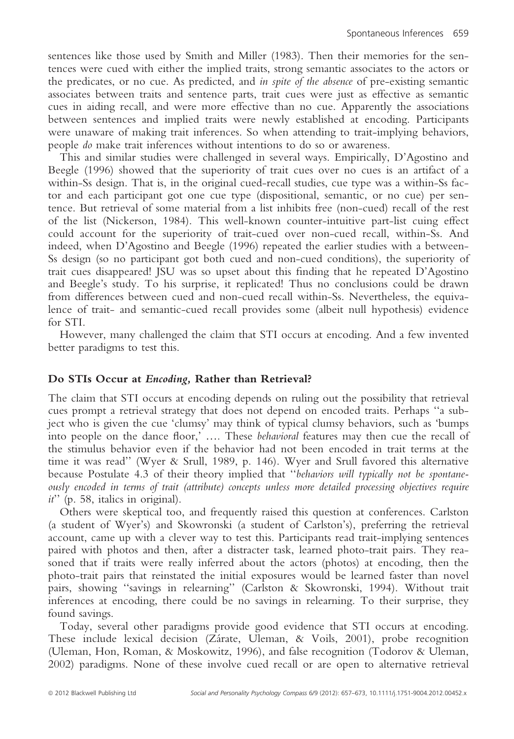sentences like those used by Smith and Miller (1983). Then their memories for the sentences were cued with either the implied traits, strong semantic associates to the actors or the predicates, or no cue. As predicted, and *in spite of the absence* of pre-existing semantic associates between traits and sentence parts, trait cues were just as effective as semantic cues in aiding recall, and were more effective than no cue. Apparently the associations between sentences and implied traits were newly established at encoding. Participants were unaware of making trait inferences. So when attending to trait-implying behaviors, people *do* make trait inferences without intentions to do so or awareness.

This and similar studies were challenged in several ways. Empirically, D'Agostino and Beegle (1996) showed that the superiority of trait cues over no cues is an artifact of a within-Ss design. That is, in the original cued-recall studies, cue type was a within-Ss factor and each participant got one cue type (dispositional, semantic, or no cue) per sentence. But retrieval of some material from a list inhibits free (non-cued) recall of the rest of the list (Nickerson, 1984). This well-known counter-intuitive part-list cuing effect could account for the superiority of trait-cued over non-cued recall, within-Ss. And indeed, when D'Agostino and Beegle (1996) repeated the earlier studies with a between-Ss design (so no participant got both cued and non-cued conditions), the superiority of trait cues disappeared! JSU was so upset about this finding that he repeated D'Agostino and Beegle's study. To his surprise, it replicated! Thus no conclusions could be drawn from differences between cued and non-cued recall within-Ss. Nevertheless, the equivalence of trait- and semantic-cued recall provides some (albeit null hypothesis) evidence for STI.

However, many challenged the claim that STI occurs at encoding. And a few invented better paradigms to test this.

## Do STIs Occur at *Encoding,* Rather than Retrieval?

The claim that STI occurs at encoding depends on ruling out the possibility that retrieval cues prompt a retrieval strategy that does not depend on encoded traits. Perhaps "a subject who is given the cue 'clumsy' may think of typical clumsy behaviors, such as 'bumps into people on the dance floor,' …. These *behavioral* features may then cue the recall of the stimulus behavior even if the behavior had not been encoded in trait terms at the time it was read" (Wyer & Srull, 1989, p. 146). Wyer and Srull favored this alternative because Postulate 4.3 of their theory implied that "*behaviors will typically not be spontaneously encoded in terms of trait (attribute) concepts unless more detailed processing objectives require it*" (p. 58, italics in original).

Others were skeptical too, and frequently raised this question at conferences. Carlston (a student of Wyer's) and Skowronski (a student of Carlston's), preferring the retrieval account, came up with a clever way to test this. Participants read trait-implying sentences paired with photos and then, after a distracter task, learned photo-trait pairs. They reasoned that if traits were really inferred about the actors (photos) at encoding, then the photo-trait pairs that reinstated the initial exposures would be learned faster than novel pairs, showing "savings in relearning" (Carlston & Skowronski, 1994). Without trait inferences at encoding, there could be no savings in relearning. To their surprise, they found savings.

Today, several other paradigms provide good evidence that STI occurs at encoding. These include lexical decision (Zárate, Uleman, & Voils, 2001), probe recognition (Uleman, Hon, Roman, & Moskowitz, 1996), and false recognition (Todorov & Uleman, 2002) paradigms. None of these involve cued recall or are open to alternative retrieval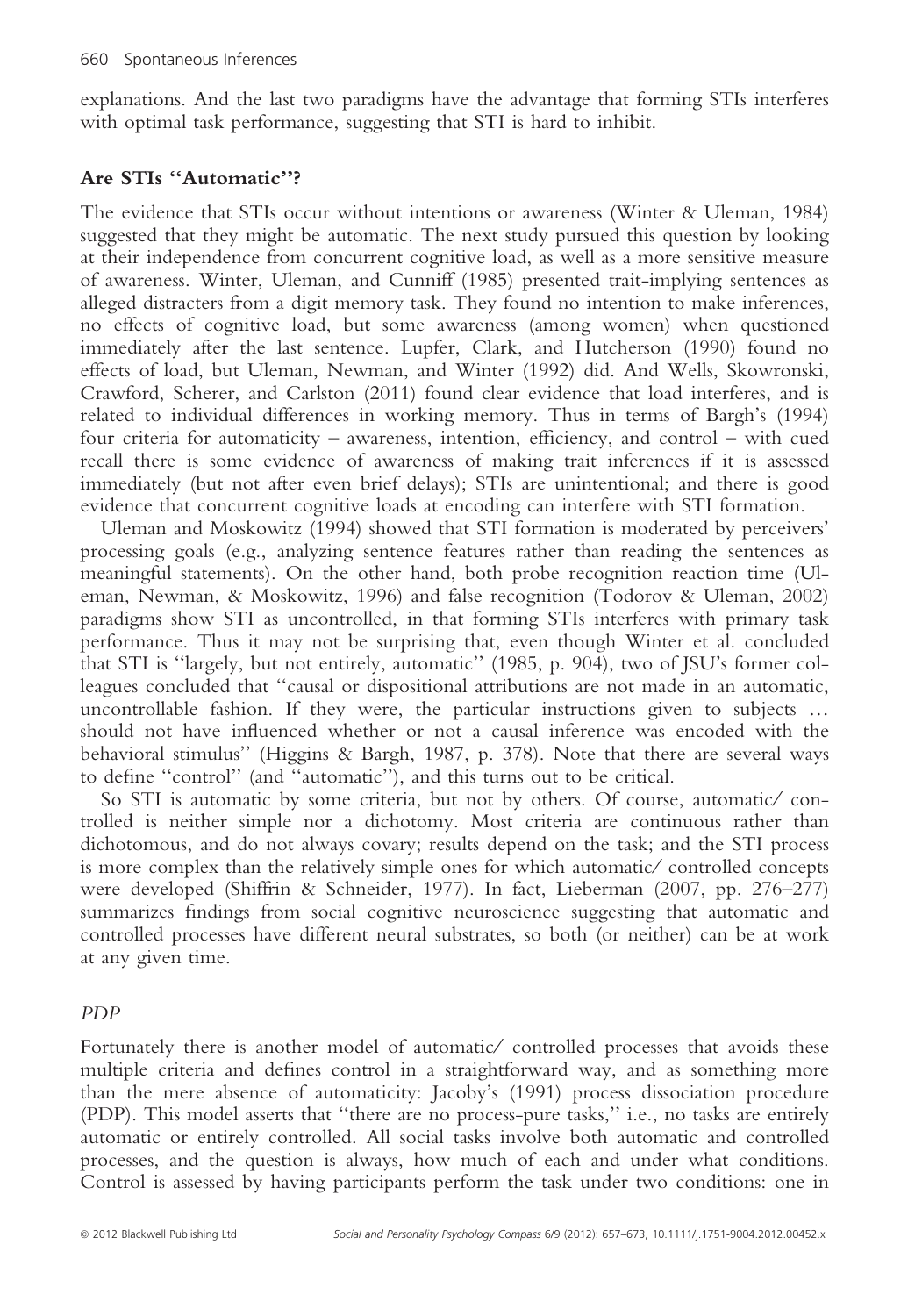explanations. And the last two paradigms have the advantage that forming STIs interferes with optimal task performance, suggesting that STI is hard to inhibit.

## Are STIs "Automatic"?

The evidence that STIs occur without intentions or awareness (Winter & Uleman, 1984) suggested that they might be automatic. The next study pursued this question by looking at their independence from concurrent cognitive load, as well as a more sensitive measure of awareness. Winter, Uleman, and Cunniff (1985) presented trait-implying sentences as alleged distracters from a digit memory task. They found no intention to make inferences, no effects of cognitive load, but some awareness (among women) when questioned immediately after the last sentence. Lupfer, Clark, and Hutcherson (1990) found no effects of load, but Uleman, Newman, and Winter (1992) did. And Wells, Skowronski, Crawford, Scherer, and Carlston (2011) found clear evidence that load interferes, and is related to individual differences in working memory. Thus in terms of Bargh's (1994) four criteria for automaticity – awareness, intention, efficiency, and control – with cued recall there is some evidence of awareness of making trait inferences if it is assessed immediately (but not after even brief delays); STIs are unintentional; and there is good evidence that concurrent cognitive loads at encoding can interfere with STI formation.

Uleman and Moskowitz (1994) showed that STI formation is moderated by perceivers' processing goals (e.g., analyzing sentence features rather than reading the sentences as meaningful statements). On the other hand, both probe recognition reaction time (Uleman, Newman, & Moskowitz, 1996) and false recognition (Todorov & Uleman, 2002) paradigms show STI as uncontrolled, in that forming STIs interferes with primary task performance. Thus it may not be surprising that, even though Winter et al. concluded that STI is "largely, but not entirely, automatic" (1985, p. 904), two of JSU's former colleagues concluded that "causal or dispositional attributions are not made in an automatic, uncontrollable fashion. If they were, the particular instructions given to subjects … should not have influenced whether or not a causal inference was encoded with the behavioral stimulus" (Higgins & Bargh, 1987, p. 378). Note that there are several ways to define "control" (and "automatic"), and this turns out to be critical.

So STI is automatic by some criteria, but not by others. Of course, automatic/ controlled is neither simple nor a dichotomy. Most criteria are continuous rather than dichotomous, and do not always covary; results depend on the task; and the STI process is more complex than the relatively simple ones for which automatic/ controlled concepts were developed (Shiffrin & Schneider, 1977). In fact, Lieberman (2007, pp. 276–277) summarizes findings from social cognitive neuroscience suggesting that automatic and controlled processes have different neural substrates, so both (or neither) can be at work at any given time.

### *PDP*

Fortunately there is another model of automatic/ controlled processes that avoids these multiple criteria and defines control in a straightforward way, and as something more than the mere absence of automaticity: Jacoby's (1991) process dissociation procedure (PDP). This model asserts that "there are no process-pure tasks," i.e., no tasks are entirely automatic or entirely controlled. All social tasks involve both automatic and controlled processes, and the question is always, how much of each and under what conditions. Control is assessed by having participants perform the task under two conditions: one in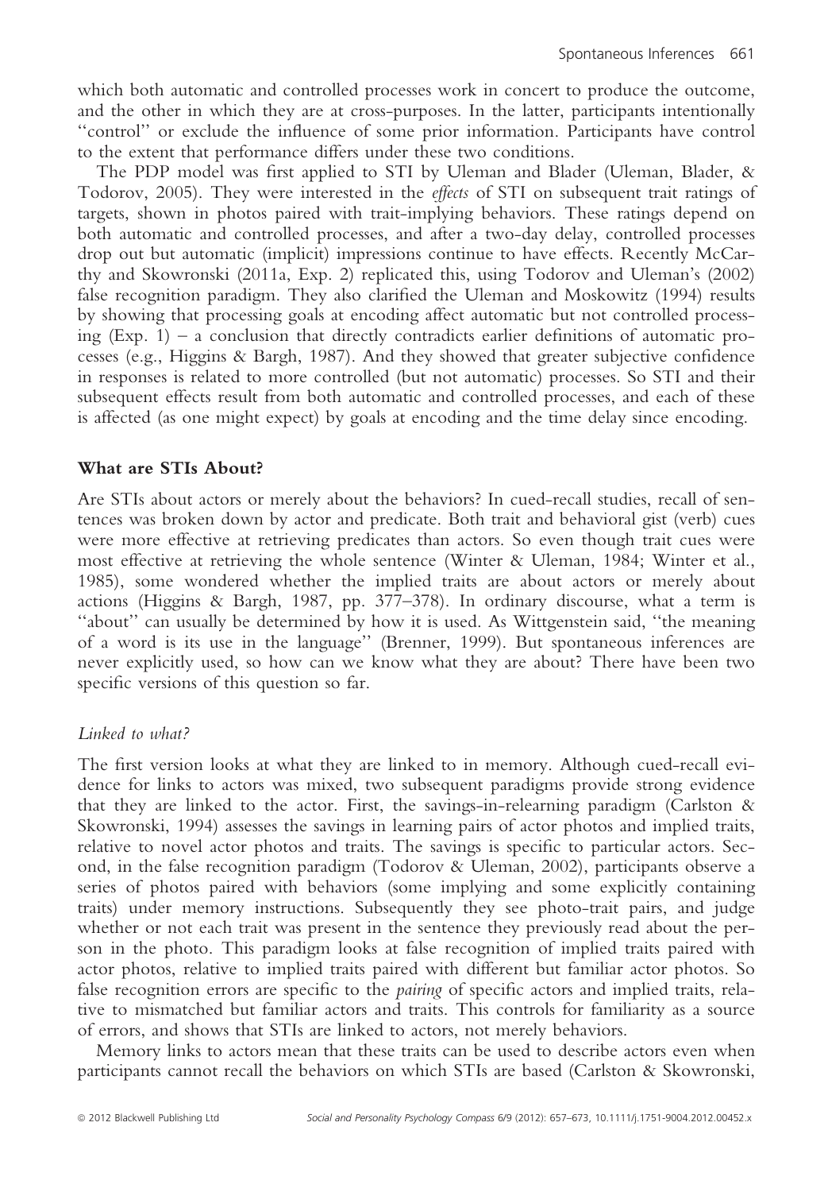which both automatic and controlled processes work in concert to produce the outcome, and the other in which they are at cross-purposes. In the latter, participants intentionally "control" or exclude the influence of some prior information. Participants have control to the extent that performance differs under these two conditions.

The PDP model was first applied to STI by Uleman and Blader (Uleman, Blader, & Todorov, 2005). They were interested in the *effects* of STI on subsequent trait ratings of targets, shown in photos paired with trait-implying behaviors. These ratings depend on both automatic and controlled processes, and after a two-day delay, controlled processes drop out but automatic (implicit) impressions continue to have effects. Recently McCarthy and Skowronski (2011a, Exp. 2) replicated this, using Todorov and Uleman's (2002) false recognition paradigm. They also clarified the Uleman and Moskowitz (1994) results by showing that processing goals at encoding affect automatic but not controlled processing (Exp. 1) – a conclusion that directly contradicts earlier definitions of automatic processes (e.g., Higgins & Bargh, 1987). And they showed that greater subjective confidence in responses is related to more controlled (but not automatic) processes. So STI and their subsequent effects result from both automatic and controlled processes, and each of these is affected (as one might expect) by goals at encoding and the time delay since encoding.

## What are STIs About?

Are STIs about actors or merely about the behaviors? In cued-recall studies, recall of sentences was broken down by actor and predicate. Both trait and behavioral gist (verb) cues were more effective at retrieving predicates than actors. So even though trait cues were most effective at retrieving the whole sentence (Winter & Uleman, 1984; Winter et al., 1985), some wondered whether the implied traits are about actors or merely about actions (Higgins & Bargh, 1987, pp. 377–378). In ordinary discourse, what a term is "about" can usually be determined by how it is used. As Wittgenstein said, "the meaning of a word is its use in the language" (Brenner, 1999). But spontaneous inferences are never explicitly used, so how can we know what they are about? There have been two specific versions of this question so far.

### *Linked to what?*

The first version looks at what they are linked to in memory. Although cued-recall evidence for links to actors was mixed, two subsequent paradigms provide strong evidence that they are linked to the actor. First, the savings-in-relearning paradigm (Carlston & Skowronski, 1994) assesses the savings in learning pairs of actor photos and implied traits, relative to novel actor photos and traits. The savings is specific to particular actors. Second, in the false recognition paradigm (Todorov & Uleman, 2002), participants observe a series of photos paired with behaviors (some implying and some explicitly containing traits) under memory instructions. Subsequently they see photo-trait pairs, and judge whether or not each trait was present in the sentence they previously read about the person in the photo. This paradigm looks at false recognition of implied traits paired with actor photos, relative to implied traits paired with different but familiar actor photos. So false recognition errors are specific to the *pairing* of specific actors and implied traits, relative to mismatched but familiar actors and traits. This controls for familiarity as a source of errors, and shows that STIs are linked to actors, not merely behaviors.

Memory links to actors mean that these traits can be used to describe actors even when participants cannot recall the behaviors on which STIs are based (Carlston & Skowronski,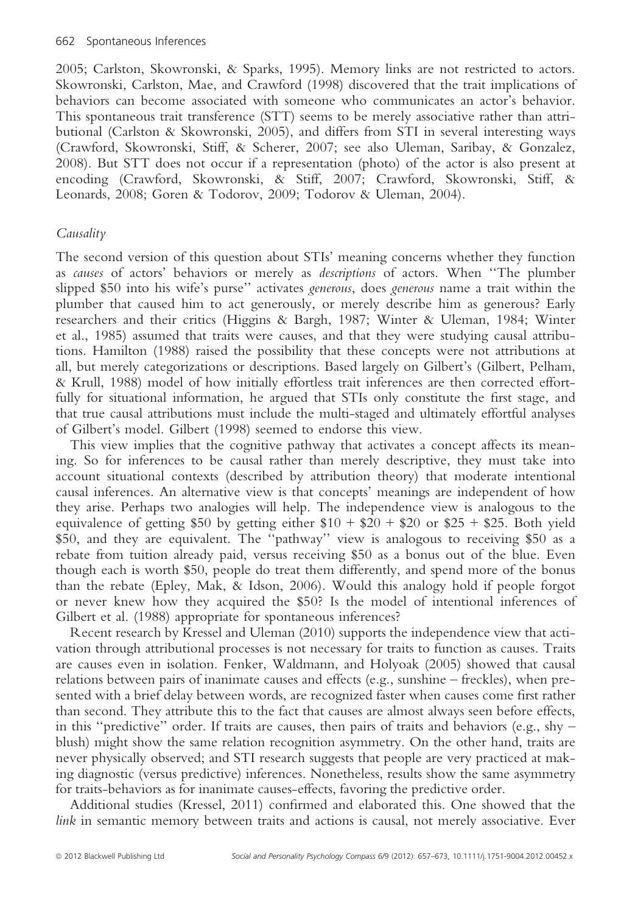2005; Carlston, Skowronski, & Sparks, 1995). Memory links are not restricted to actors. Skowronski, Carlston, Mae, and Crawford (1998) discovered that the trait implications of behaviors can become associated with someone who communicates an actor's behavior. This spontaneous trait transference (STT) seems to be merely associative rather than attributional (Carlston & Skowronski, 2005), and differs from STI in several interesting ways (Crawford, Skowronski, Stiff, & Scherer, 2007; see also Uleman, Saribay, & Gonzalez, 2008). But STT does not occur if a representation (photo) of the actor is also present at encoding (Crawford, Skowronski, & Stiff, 2007; Crawford, Skowronski, Stiff, & Leonards, 2008; Goren & Todorov, 2009; Todorov & Uleman, 2004).

### *Causality*

The second version of this question about STIs' meaning concerns whether they function as *causes* of actors' behaviors or merely as *descriptions* of actors. When "The plumber slipped $50 into his wife's purse" activates *generous*, does *generous* name a trait within the plumber that caused him to act generously, or merely describe him as generous? Early researchers and their critics (Higgins & Bargh, 1987; Winter & Uleman, 1984; Winter et al., 1985) assumed that traits were causes, and that they were studying causal attributions. Hamilton (1988) raised the possibility that these concepts were not attributions at all, but merely categorizations or descriptions. Based largely on Gilbert's (Gilbert, Pelham, & Krull, 1988) model of how initially effortless trait inferences are then corrected effortfully for situational information, he argued that STIs only constitute the first stage, and that true causal attributions must include the multi-staged and ultimately effortful analyses of Gilbert's model. Gilbert (1998) seemed to endorse this view.

This view implies that the cognitive pathway that activates a concept affects its meaning. So for inferences to be causal rather than merely descriptive, they must take into account situational contexts (described by attribution theory) that moderate intentional causal inferences. An alternative view is that concepts' meanings are independent of how they arise. Perhaps two analogies will help. The independence view is analogous to the equivalence of getting $50 by getting either $10 + $20 + $20 or $25 + $25. Both yield $50, and they are equivalent. The "pathway" view is analogous to receiving $50 as a rebate from tuition already paid, versus receiving $50 as a bonus out of the blue. Even though each is worth $50, people do treat them differently, and spend more of the bonus than the rebate (Epley, Mak, & Idson, 2006). Would this analogy hold if people forgot or never knew how they acquired the $50? Is the model of intentional inferences of Gilbert et al. (1988) appropriate for spontaneous inferences?

Recent research by Kressel and Uleman (2010) supports the independence view that activation through attributional processes is not necessary for traits to function as causes. Traits are causes even in isolation. Fenker, Waldmann, and Holyoak (2005) showed that causal relations between pairs of inanimate causes and effects (e.g., sunshine – freckles), when presented with a brief delay between words, are recognized faster when causes come first rather than second. They attribute this to the fact that causes are almost always seen before effects, in this "predictive" order. If traits are causes, then pairs of traits and behaviors (e.g., shy – blush) might show the same relation recognition asymmetry. On the other hand, traits are never physically observed; and STI research suggests that people are very practiced at making diagnostic (versus predictive) inferences. Nonetheless, results show the same asymmetry for traits-behaviors as for inanimate causes-effects, favoring the predictive order.

Additional studies (Kressel, 2011) confirmed and elaborated this. One showed that the *link* in semantic memory between traits and actions is causal, not merely associative. Ever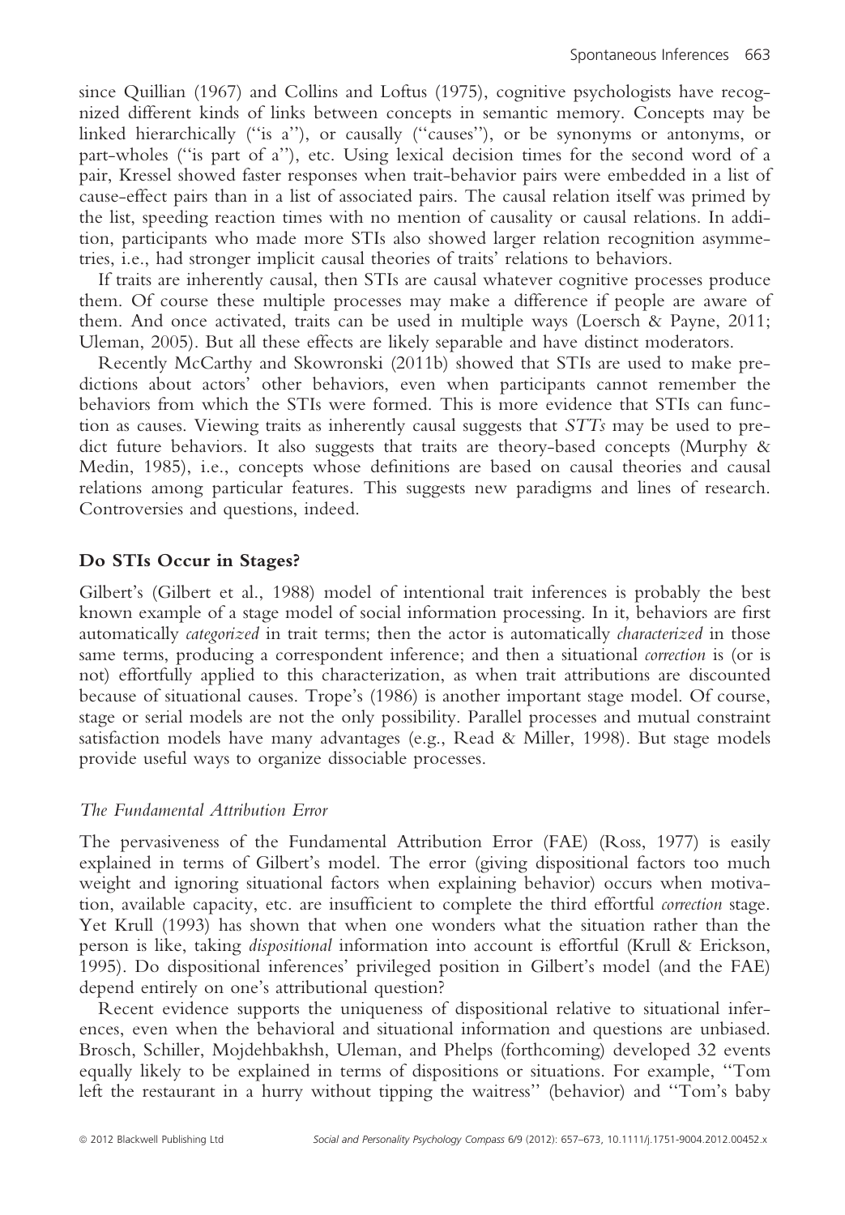since Quillian (1967) and Collins and Loftus (1975), cognitive psychologists have recognized different kinds of links between concepts in semantic memory. Concepts may be linked hierarchically (''is a''), or causally (''causes''), or be synonyms or antonyms, or part-wholes (''is part of a''), etc. Using lexical decision times for the second word of a pair, Kressel showed faster responses when trait-behavior pairs were embedded in a list of cause-effect pairs than in a list of associated pairs. The causal relation itself was primed by the list, speeding reaction times with no mention of causality or causal relations. In addition, participants who made more STIs also showed larger relation recognition asymmetries, i.e., had stronger implicit causal theories of traits' relations to behaviors.

If traits are inherently causal, then STIs are causal whatever cognitive processes produce them. Of course these multiple processes may make a difference if people are aware of them. And once activated, traits can be used in multiple ways (Loersch & Payne, 2011; Uleman, 2005). But all these effects are likely separable and have distinct moderators.

Recently McCarthy and Skowronski (2011b) showed that STIs are used to make predictions about actors' other behaviors, even when participants cannot remember the behaviors from which the STIs were formed. This is more evidence that STIs can function as causes. Viewing traits as inherently causal suggests that *STTs* may be used to predict future behaviors. It also suggests that traits are theory-based concepts (Murphy & Medin, 1985), i.e., concepts whose definitions are based on causal theories and causal relations among particular features. This suggests new paradigms and lines of research. Controversies and questions, indeed.

## Do STIs Occur in Stages?

Gilbert's (Gilbert et al., 1988) model of intentional trait inferences is probably the best known example of a stage model of social information processing. In it, behaviors are first automatically *categorized* in trait terms; then the actor is automatically *characterized* in those same terms, producing a correspondent inference; and then a situational *correction* is (or is not) effortfully applied to this characterization, as when trait attributions are discounted because of situational causes. Trope's (1986) is another important stage model. Of course, stage or serial models are not the only possibility. Parallel processes and mutual constraint satisfaction models have many advantages (e.g., Read & Miller, 1998). But stage models provide useful ways to organize dissociable processes.

### *The Fundamental Attribution Error*

The pervasiveness of the Fundamental Attribution Error (FAE) (Ross, 1977) is easily explained in terms of Gilbert's model. The error (giving dispositional factors too much weight and ignoring situational factors when explaining behavior) occurs when motivation, available capacity, etc. are insufficient to complete the third effortful *correction* stage. Yet Krull (1993) has shown that when one wonders what the situation rather than the person is like, taking *dispositional* information into account is effortful (Krull & Erickson, 1995). Do dispositional inferences' privileged position in Gilbert's model (and the FAE) depend entirely on one's attributional question?

Recent evidence supports the uniqueness of dispositional relative to situational inferences, even when the behavioral and situational information and questions are unbiased. Brosch, Schiller, Mojdehbakhsh, Uleman, and Phelps (forthcoming) developed 32 events equally likely to be explained in terms of dispositions or situations. For example, ''Tom left the restaurant in a hurry without tipping the waitress'' (behavior) and ''Tom's baby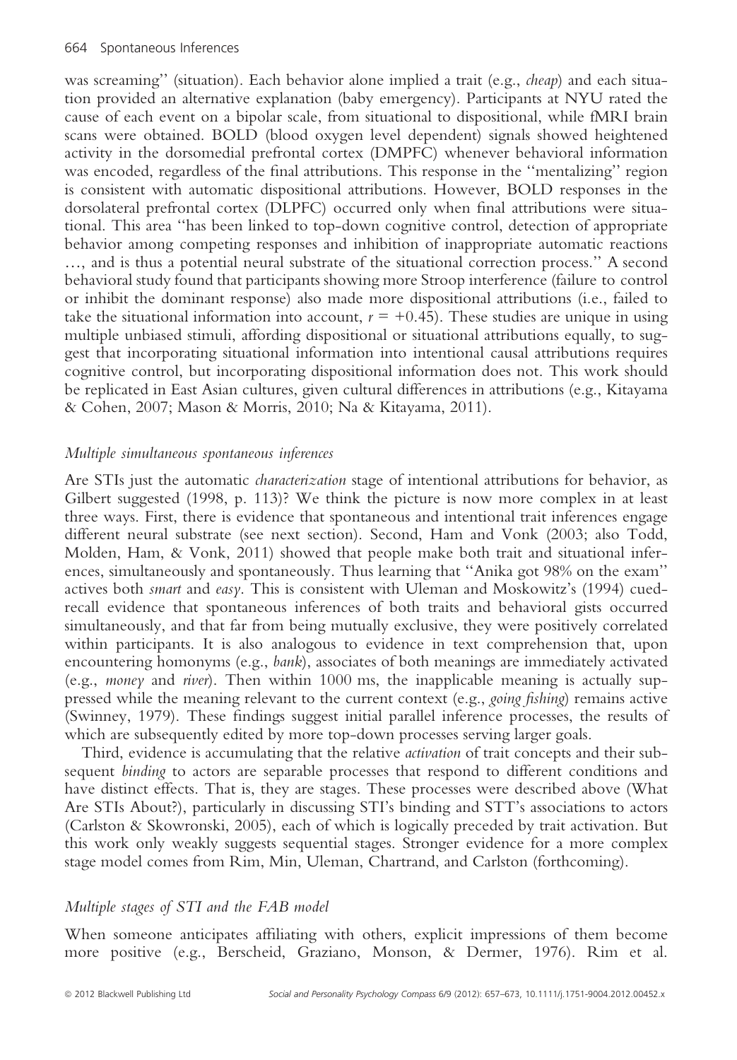was screaming'' (situation). Each behavior alone implied a trait (e.g., *cheap*) and each situation provided an alternative explanation (baby emergency). Participants at NYU rated the cause of each event on a bipolar scale, from situational to dispositional, while fMRI brain scans were obtained. BOLD (blood oxygen level dependent) signals showed heightened activity in the dorsomedial prefrontal cortex (DMPFC) whenever behavioral information was encoded, regardless of the final attributions. This response in the ''mentalizing'' region is consistent with automatic dispositional attributions. However, BOLD responses in the dorsolateral prefrontal cortex (DLPFC) occurred only when final attributions were situational. This area ''has been linked to top-down cognitive control, detection of appropriate behavior among competing responses and inhibition of inappropriate automatic reactions …, and is thus a potential neural substrate of the situational correction process.'' A second behavioral study found that participants showing more Stroop interference (failure to control or inhibit the dominant response) also made more dispositional attributions (i.e., failed to take the situational information into account, $r = +0.45$). These studies are unique in using multiple unbiased stimuli, affording dispositional or situational attributions equally, to suggest that incorporating situational information into intentional causal attributions requires cognitive control, but incorporating dispositional information does not. This work should be replicated in East Asian cultures, given cultural differences in attributions (e.g., Kitayama & Cohen, 2007; Mason & Morris, 2010; Na & Kitayama, 2011).

### *Multiple simultaneous spontaneous inferences*

Are STIs just the automatic *characterization* stage of intentional attributions for behavior, as Gilbert suggested (1998, p. 113)? We think the picture is now more complex in at least three ways. First, there is evidence that spontaneous and intentional trait inferences engage different neural substrate (see next section). Second, Ham and Vonk (2003; also Todd, Molden, Ham, & Vonk, 2011) showed that people make both trait and situational inferences, simultaneously and spontaneously. Thus learning that ''Anika got 98% on the exam'' actives both *smart* and *easy*. This is consistent with Uleman and Moskowitz's (1994) cued-recall evidence that spontaneous inferences of both traits and behavioral gists occurred simultaneously, and that far from being mutually exclusive, they were positively correlated within participants. It is also analogous to evidence in text comprehension that, upon encountering homonyms (e.g., *bank*), associates of both meanings are immediately activated (e.g., *money* and *river*). Then within 1000 ms, the inapplicable meaning is actually suppressed while the meaning relevant to the current context (e.g., *going fishing*) remains active (Swinney, 1979). These findings suggest initial parallel inference processes, the results of which are subsequently edited by more top-down processes serving larger goals.

Third, evidence is accumulating that the relative *activation* of trait concepts and their subsequent *binding* to actors are separable processes that respond to different conditions and have distinct effects. That is, they are stages. These processes were described above (What Are STIs About?), particularly in discussing STI's binding and STT's associations to actors (Carlston & Skowronski, 2005), each of which is logically preceded by trait activation. But this work only weakly suggests sequential stages. Stronger evidence for a more complex stage model comes from Rim, Min, Uleman, Chartrand, and Carlston (forthcoming).

### *Multiple stages of STI and the FAB model*

When someone anticipates affiliating with others, explicit impressions of them become more positive (e.g., Berscheid, Graziano, Monson, & Dermer, 1976). Rim et al.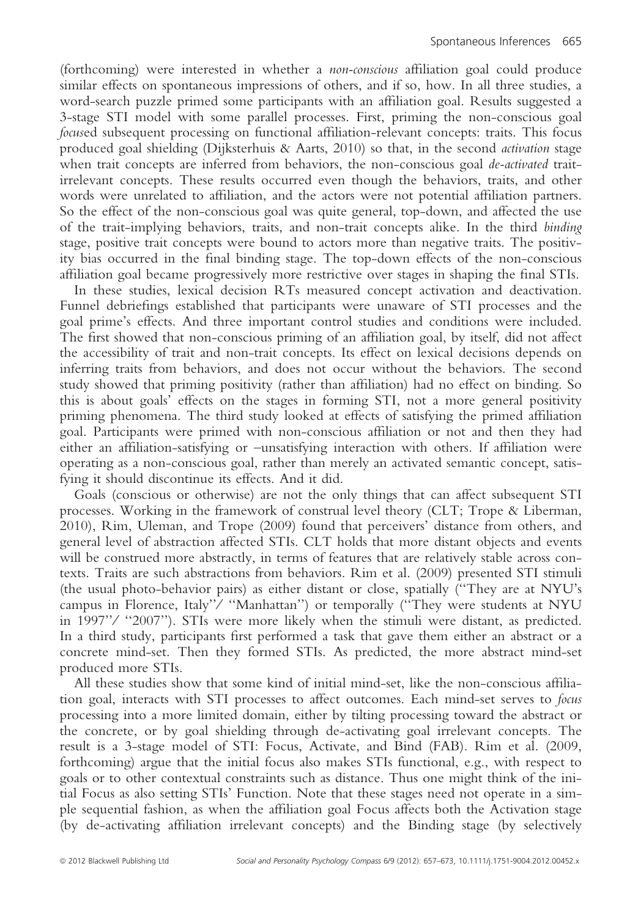(forthcoming) were interested in whether a *non-conscious* affiliation goal could produce similar effects on spontaneous impressions of others, and if so, how. In all three studies, a word-search puzzle primed some participants with an affiliation goal. Results suggested a 3-stage STI model with some parallel processes. First, priming the non-conscious goal *focus*ed subsequent processing on functional affiliation-relevant concepts: traits. This focus produced goal shielding (Dijksterhuis & Aarts, 2010) so that, in the second *activation* stage when trait concepts are inferred from behaviors, the non-conscious goal *de-activated* trait-irrelevant concepts. These results occurred even though the behaviors, traits, and other words were unrelated to affiliation, and the actors were not potential affiliation partners. So the effect of the non-conscious goal was quite general, top-down, and affected the use of the trait-implying behaviors, traits, and non-trait concepts alike. In the third *binding* stage, positive trait concepts were bound to actors more than negative traits. The positivity bias occurred in the final binding stage. The top-down effects of the non-conscious affiliation goal became progressively more restrictive over stages in shaping the final STIs.

In these studies, lexical decision RTs measured concept activation and deactivation. Funnel debriefings established that participants were unaware of STI processes and the goal prime's effects. And three important control studies and conditions were included. The first showed that non-conscious priming of an affiliation goal, by itself, did not affect the accessibility of trait and non-trait concepts. Its effect on lexical decisions depends on inferring traits from behaviors, and does not occur without the behaviors. The second study showed that priming positivity (rather than affiliation) had no effect on binding. So this is about goals' effects on the stages in forming STI, not a more general positivity priming phenomena. The third study looked at effects of satisfying the primed affiliation goal. Participants were primed with non-conscious affiliation or not and then they had either an affiliation-satisfying or –unsatisfying interaction with others. If affiliation were operating as a non-conscious goal, rather than merely an activated semantic concept, satisfying it should discontinue its effects. And it did.

Goals (conscious or otherwise) are not the only things that can affect subsequent STI processes. Working in the framework of construal level theory (CLT; Trope & Liberman, 2010), Rim, Uleman, and Trope (2009) found that perceivers' distance from others, and general level of abstraction affected STIs. CLT holds that more distant objects and events will be construed more abstractly, in terms of features that are relatively stable across contexts. Traits are such abstractions from behaviors. Rim et al. (2009) presented STI stimuli (the usual photo-behavior pairs) as either distant or close, spatially (''They are at NYU's campus in Florence, Italy''/ ''Manhattan'') or temporally (''They were students at NYU in 1997''/ ''2007''). STIs were more likely when the stimuli were distant, as predicted. In a third study, participants first performed a task that gave them either an abstract or a concrete mind-set. Then they formed STIs. As predicted, the more abstract mind-set produced more STIs.

All these studies show that some kind of initial mind-set, like the non-conscious affiliation goal, interacts with STI processes to affect outcomes. Each mind-set serves to *focus* processing into a more limited domain, either by tilting processing toward the abstract or the concrete, or by goal shielding through de-activating goal irrelevant concepts. The result is a 3-stage model of STI: Focus, Activate, and Bind (FAB). Rim et al. (2009, forthcoming) argue that the initial focus also makes STIs functional, e.g., with respect to goals or to other contextual constraints such as distance. Thus one might think of the initial Focus as also setting STIs' Function. Note that these stages need not operate in a simple sequential fashion, as when the affiliation goal Focus affects both the Activation stage (by de-activating affiliation irrelevant concepts) and the Binding stage (by selectively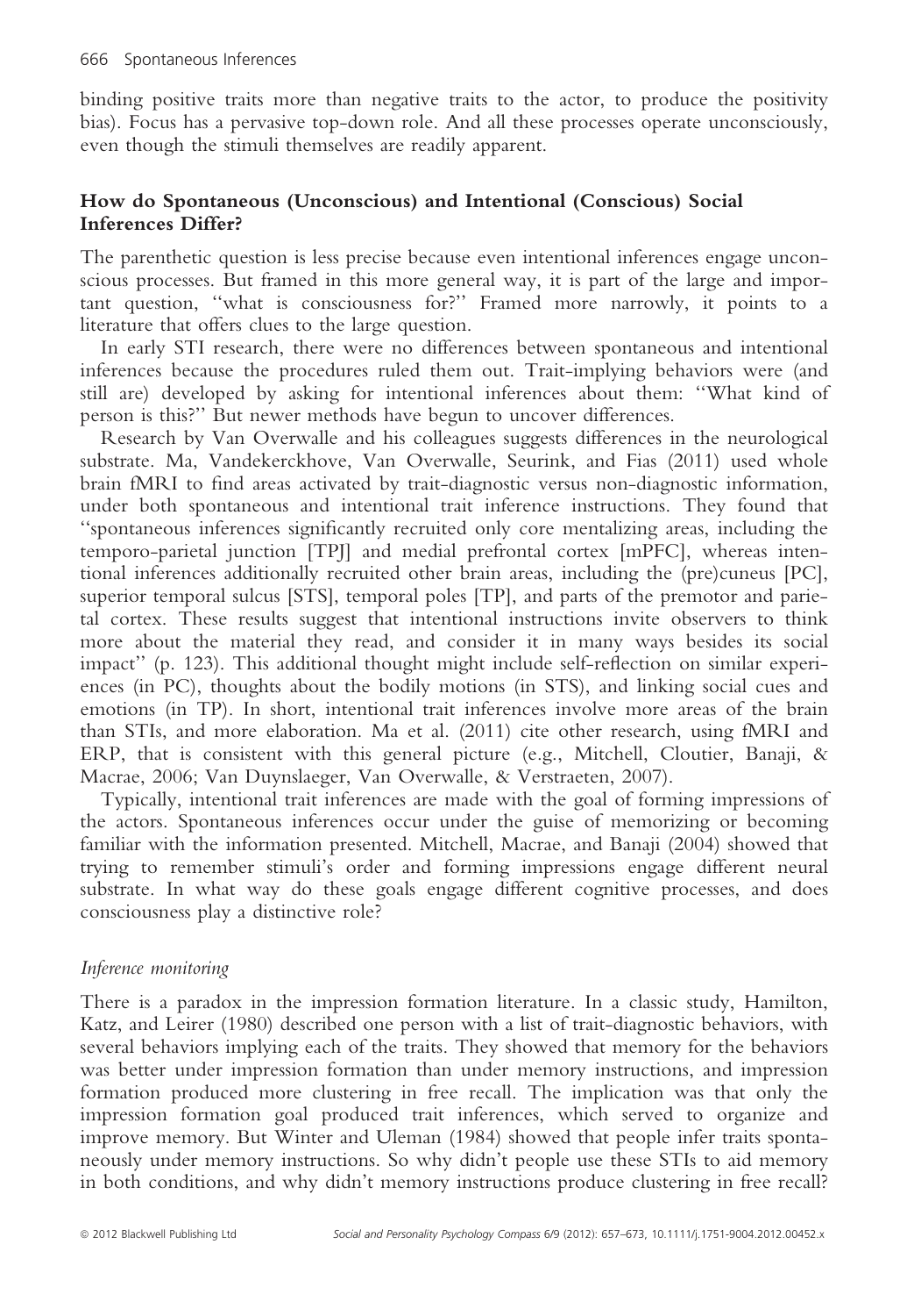binding positive traits more than negative traits to the actor, to produce the positivity bias). Focus has a pervasive top-down role. And all these processes operate unconsciously, even though the stimuli themselves are readily apparent.

## How do Spontaneous (Unconscious) and Intentional (Conscious) Social Inferences Differ?

The parenthetic question is less precise because even intentional inferences engage unconscious processes. But framed in this more general way, it is part of the large and important question, ''what is consciousness for?'' Framed more narrowly, it points to a literature that offers clues to the large question.

In early STI research, there were no differences between spontaneous and intentional inferences because the procedures ruled them out. Trait-implying behaviors were (and still are) developed by asking for intentional inferences about them: ''What kind of person is this?'' But newer methods have begun to uncover differences.

Research by Van Overwalle and his colleagues suggests differences in the neurological substrate. Ma, Vandekerckhove, Van Overwalle, Seurink, and Fias (2011) used whole brain fMRI to find areas activated by trait-diagnostic versus non-diagnostic information, under both spontaneous and intentional trait inference instructions. They found that ''spontaneous inferences significantly recruited only core mentalizing areas, including the temporo-parietal junction [TPJ] and medial prefrontal cortex [mPFC], whereas intentional inferences additionally recruited other brain areas, including the (pre)cuneus [PC], superior temporal sulcus [STS], temporal poles [TP], and parts of the premotor and parietal cortex. These results suggest that intentional instructions invite observers to think more about the material they read, and consider it in many ways besides its social impact'' (p. 123). This additional thought might include self-reflection on similar experiences (in PC), thoughts about the bodily motions (in STS), and linking social cues and emotions (in TP). In short, intentional trait inferences involve more areas of the brain than STIs, and more elaboration. Ma et al. (2011) cite other research, using fMRI and ERP, that is consistent with this general picture (e.g., Mitchell, Cloutier, Banaji, & Macrae, 2006; Van Duynslaeger, Van Overwalle, & Verstraeten, 2007).

Typically, intentional trait inferences are made with the goal of forming impressions of the actors. Spontaneous inferences occur under the guise of memorizing or becoming familiar with the information presented. Mitchell, Macrae, and Banaji (2004) showed that trying to remember stimuli's order and forming impressions engage different neural substrate. In what way do these goals engage different cognitive processes, and does consciousness play a distinctive role?

### *Inference monitoring*

There is a paradox in the impression formation literature. In a classic study, Hamilton, Katz, and Leirer (1980) described one person with a list of trait-diagnostic behaviors, with several behaviors implying each of the traits. They showed that memory for the behaviors was better under impression formation than under memory instructions, and impression formation produced more clustering in free recall. The implication was that only the impression formation goal produced trait inferences, which served to organize and improve memory. But Winter and Uleman (1984) showed that people infer traits spontaneously under memory instructions. So why didn't people use these STIs to aid memory in both conditions, and why didn't memory instructions produce clustering in free recall?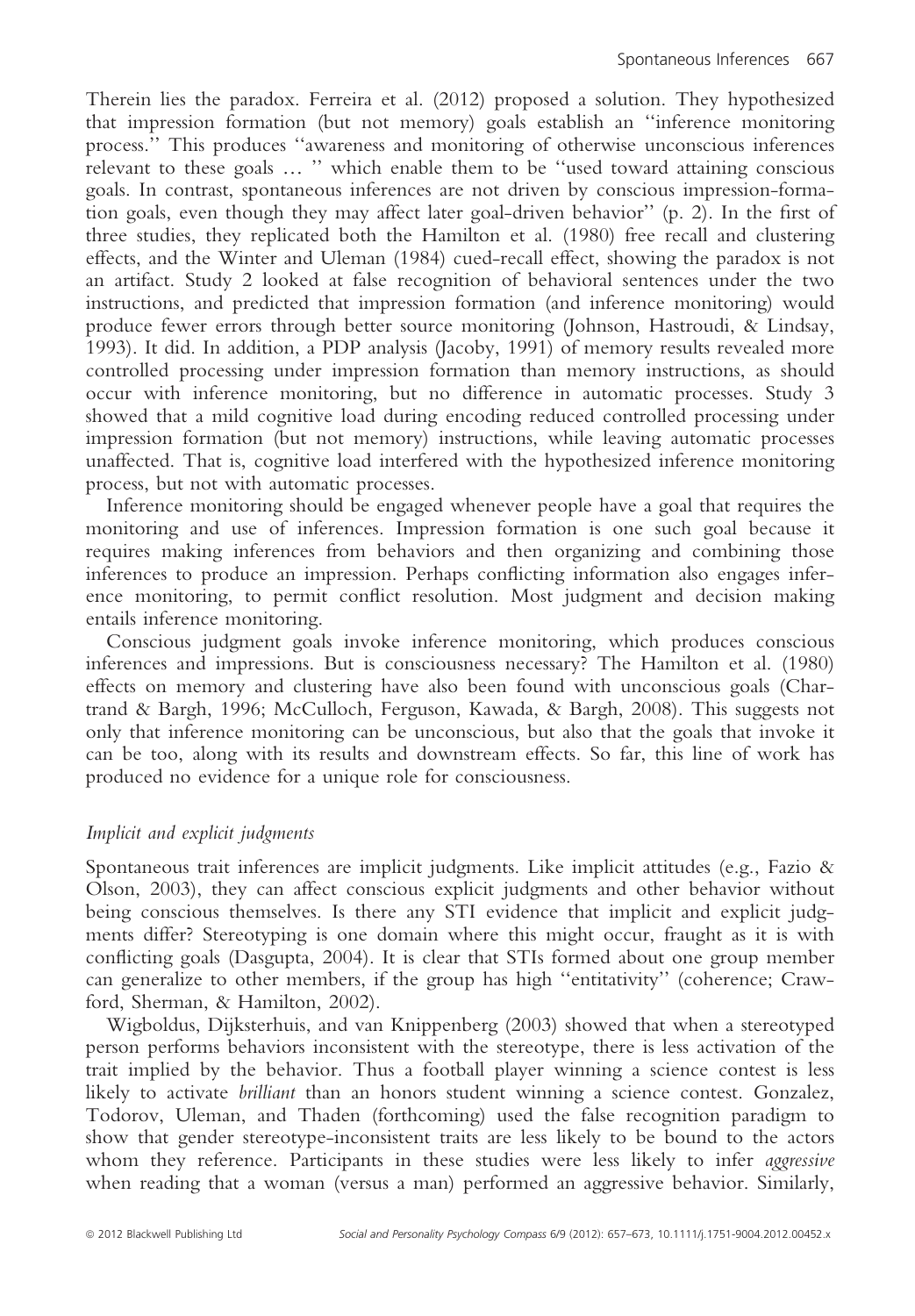Therein lies the paradox. Ferreira et al. (2012) proposed a solution. They hypothesized that impression formation (but not memory) goals establish an ''inference monitoring process.'' This produces ''awareness and monitoring of otherwise unconscious inferences relevant to these goals … '' which enable them to be ''used toward attaining conscious goals. In contrast, spontaneous inferences are not driven by conscious impression-formation goals, even though they may affect later goal-driven behavior'' (p. 2). In the first of three studies, they replicated both the Hamilton et al. (1980) free recall and clustering effects, and the Winter and Uleman (1984) cued-recall effect, showing the paradox is not an artifact. Study 2 looked at false recognition of behavioral sentences under the two instructions, and predicted that impression formation (and inference monitoring) would produce fewer errors through better source monitoring (Johnson, Hastroudi, & Lindsay, 1993). It did. In addition, a PDP analysis (Jacoby, 1991) of memory results revealed more controlled processing under impression formation than memory instructions, as should occur with inference monitoring, but no difference in automatic processes. Study 3 showed that a mild cognitive load during encoding reduced controlled processing under impression formation (but not memory) instructions, while leaving automatic processes unaffected. That is, cognitive load interfered with the hypothesized inference monitoring process, but not with automatic processes.

Inference monitoring should be engaged whenever people have a goal that requires the monitoring and use of inferences. Impression formation is one such goal because it requires making inferences from behaviors and then organizing and combining those inferences to produce an impression. Perhaps conflicting information also engages inference monitoring, to permit conflict resolution. Most judgment and decision making entails inference monitoring.

Conscious judgment goals invoke inference monitoring, which produces conscious inferences and impressions. But is consciousness necessary? The Hamilton et al. (1980) effects on memory and clustering have also been found with unconscious goals (Chartrand & Bargh, 1996; McCulloch, Ferguson, Kawada, & Bargh, 2008). This suggests not only that inference monitoring can be unconscious, but also that the goals that invoke it can be too, along with its results and downstream effects. So far, this line of work has produced no evidence for a unique role for consciousness.

### *Implicit and explicit judgments*

Spontaneous trait inferences are implicit judgments. Like implicit attitudes (e.g., Fazio & Olson, 2003), they can affect conscious explicit judgments and other behavior without being conscious themselves. Is there any STI evidence that implicit and explicit judgments differ? Stereotyping is one domain where this might occur, fraught as it is with conflicting goals (Dasgupta, 2004). It is clear that STIs formed about one group member can generalize to other members, if the group has high ''entitativity'' (coherence; Crawford, Sherman, & Hamilton, 2002).

Wigboldus, Dijksterhuis, and van Knippenberg (2003) showed that when a stereotyped person performs behaviors inconsistent with the stereotype, there is less activation of the trait implied by the behavior. Thus a football player winning a science contest is less likely to activate *brilliant* than an honors student winning a science contest. Gonzalez, Todorov, Uleman, and Thaden (forthcoming) used the false recognition paradigm to show that gender stereotype-inconsistent traits are less likely to be bound to the actors whom they reference. Participants in these studies were less likely to infer *aggressive* when reading that a woman (versus a man) performed an aggressive behavior. Similarly,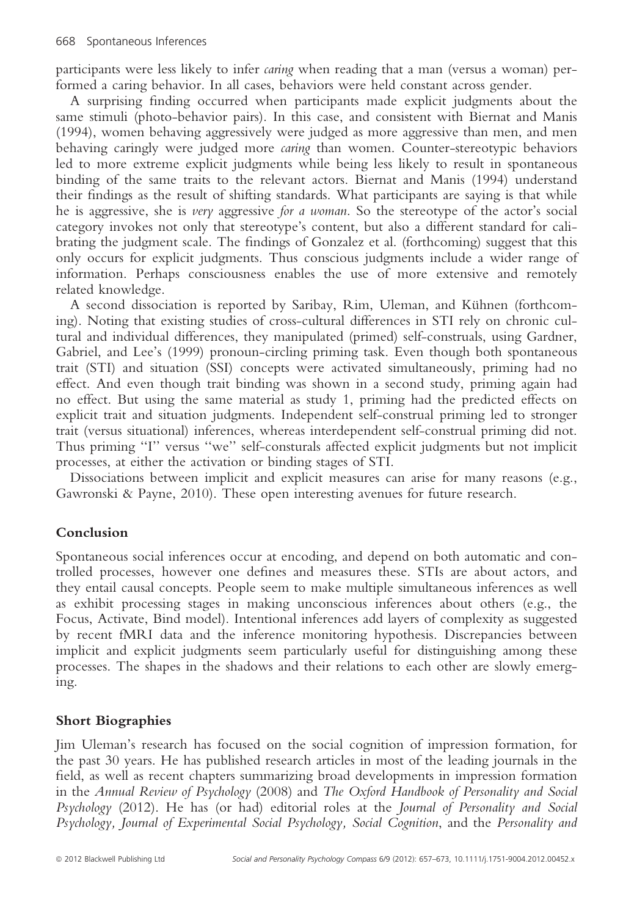participants were less likely to infer *caring* when reading that a man (versus a woman) performed a caring behavior. In all cases, behaviors were held constant across gender.

A surprising finding occurred when participants made explicit judgments about the same stimuli (photo-behavior pairs). In this case, and consistent with Biernat and Manis (1994), women behaving aggressively were judged as more aggressive than men, and men behaving caringly were judged more *caring* than women. Counter-stereotypic behaviors led to more extreme explicit judgments while being less likely to result in spontaneous binding of the same traits to the relevant actors. Biernat and Manis (1994) understand their findings as the result of shifting standards. What participants are saying is that while he is aggressive, she is *very* aggressive *for a woman*. So the stereotype of the actor's social category invokes not only that stereotype's content, but also a different standard for calibrating the judgment scale. The findings of Gonzalez et al. (forthcoming) suggest that this only occurs for explicit judgments. Thus conscious judgments include a wider range of information. Perhaps consciousness enables the use of more extensive and remotely related knowledge.

A second dissociation is reported by Saribay, Rim, Uleman, and Kühnen (forthcoming). Noting that existing studies of cross-cultural differences in STI rely on chronic cultural and individual differences, they manipulated (primed) self-construals, using Gardner, Gabriel, and Lee's (1999) pronoun-circling priming task. Even though both spontaneous trait (STI) and situation (SSI) concepts were activated simultaneously, priming had no effect. And even though trait binding was shown in a second study, priming again had no effect. But using the same material as study 1, priming had the predicted effects on explicit trait and situation judgments. Independent self-construal priming led to stronger trait (versus situational) inferences, whereas interdependent self-construal priming did not. Thus priming "I" versus "we" self-consturals affected explicit judgments but not implicit processes, at either the activation or binding stages of STI.

Dissociations between implicit and explicit measures can arise for many reasons (e.g., Gawronski & Payne, 2010). These open interesting avenues for future research.

## Conclusion

Spontaneous social inferences occur at encoding, and depend on both automatic and controlled processes, however one defines and measures these. STIs are about actors, and they entail causal concepts. People seem to make multiple simultaneous inferences as well as exhibit processing stages in making unconscious inferences about others (e.g., the Focus, Activate, Bind model). Intentional inferences add layers of complexity as suggested by recent fMRI data and the inference monitoring hypothesis. Discrepancies between implicit and explicit judgments seem particularly useful for distinguishing among these processes. The shapes in the shadows and their relations to each other are slowly emerging.

## Short Biographies

Jim Uleman's research has focused on the social cognition of impression formation, for the past 30 years. He has published research articles in most of the leading journals in the field, as well as recent chapters summarizing broad developments in impression formation in the *Annual Review of Psychology* (2008) and *The Oxford Handbook of Personality and Social Psychology* (2012). He has (or had) editorial roles at the *Journal of Personality and Social Psychology, Journal of Experimental Social Psychology, Social Cognition*, and the *Personality and*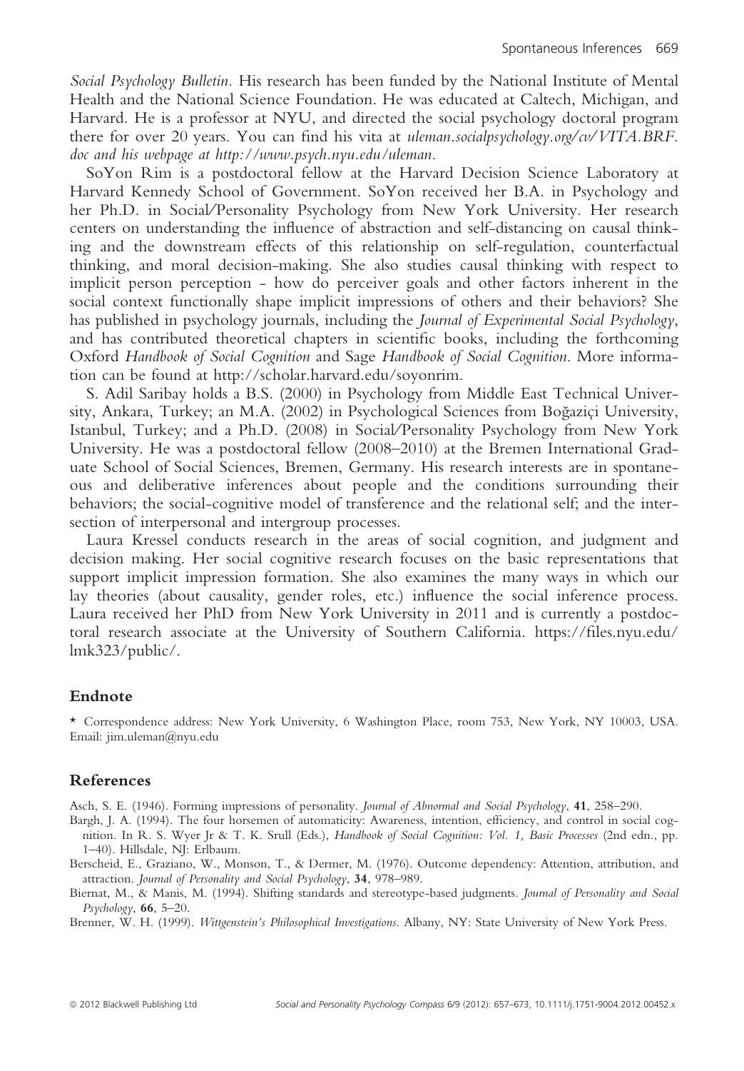*Social Psychology Bulletin*. His research has been funded by the National Institute of Mental Health and the National Science Foundation. He was educated at Caltech, Michigan, and Harvard. He is a professor at NYU, and directed the social psychology doctoral program there for over 20 years. You can find his vita at *uleman.socialpsychology.org/cv/VITA.BRF.doc and his webpage at http://www.psych.nyu.edu/uleman*.

SoYon Rim is a postdoctoral fellow at the Harvard Decision Science Laboratory at Harvard Kennedy School of Government. SoYon received her B.A. in Psychology and her Ph.D. in Social/Personality Psychology from New York University. Her research centers on understanding the influence of abstraction and self-distancing on causal thinking and the downstream effects of this relationship on self-regulation, counterfactual thinking, and moral decision-making. She also studies causal thinking with respect to implicit person perception - how do perceiver goals and other factors inherent in the social context functionally shape implicit impressions of others and their behaviors? She has published in psychology journals, including the *Journal of Experimental Social Psychology*, and has contributed theoretical chapters in scientific books, including the forthcoming Oxford *Handbook of Social Cognition* and Sage *Handbook of Social Cognition*. More information can be found at http://scholar.harvard.edu/soyonrim.

S. Adil Saribay holds a B.S. (2000) in Psychology from Middle East Technical University, Ankara, Turkey; an M.A. (2002) in Psychological Sciences from Boğaziçi University, Istanbul, Turkey; and a Ph.D. (2008) in Social/Personality Psychology from New York University. He was a postdoctoral fellow (2008–2010) at the Bremen International Graduate School of Social Sciences, Bremen, Germany. His research interests are in spontaneous and deliberative inferences about people and the conditions surrounding their behaviors; the social-cognitive model of transference and the relational self; and the intersection of interpersonal and intergroup processes.

Laura Kressel conducts research in the areas of social cognition, and judgment and decision making. Her social cognitive research focuses on the basic representations that support implicit impression formation. She also examines the many ways in which our lay theories (about causality, gender roles, etc.) influence the social inference process. Laura received her PhD from New York University in 2011 and is currently a postdoctoral research associate at the University of Southern California. https://files.nyu.edu/lmk323/public/.

## Endnote

* Correspondence address: New York University, 6 Washington Place, room 753, New York, NY 10003, USA. Email: jim.uleman@nyu.edu

## References

Asch, S. E. (1946). Forming impressions of personality. *Journal of Abnormal and Social Psychology*, **41**, 258–290.

Bargh, J. A. (1994). The four horsemen of automaticity: Awareness, intention, efficiency, and control in social cognition. In R. S. Wyer Jr & T. K. Srull (Eds.), *Handbook of Social Cognition: Vol. 1, Basic Processes* (2nd edn., pp. 1–40). Hillsdale, NJ: Erlbaum.

Berscheid, E., Graziano, W., Monson, T., & Dermer, M. (1976). Outcome dependency: Attention, attribution, and attraction. *Journal of Personality and Social Psychology*, **34**, 978–989.

Biernat, M., & Manis, M. (1994). Shifting standards and stereotype-based judgments. *Journal of Personality and Social Psychology*, **66**, 5–20.

Brenner, W. H. (1999). *Wittgenstein's Philosophical Investigations*. Albany, NY: State University of New York Press.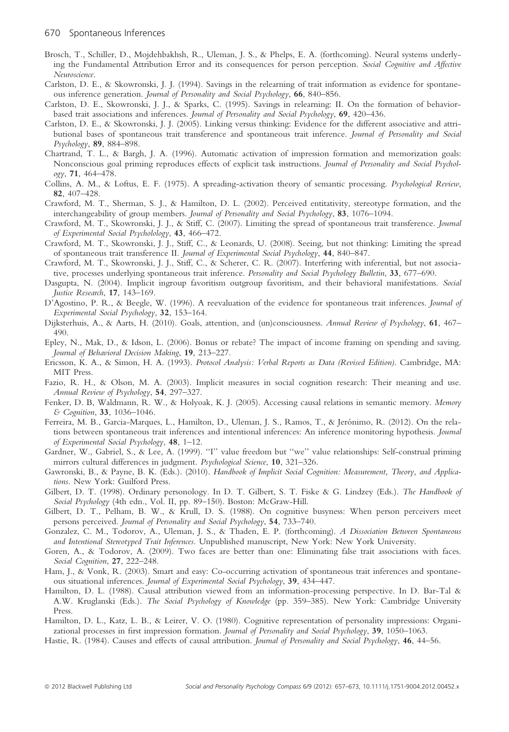Brosch, T., Schiller, D., Mojdehbakhsh, R., Uleman, J. S., & Phelps, E. A. (forthcoming). Neural systems underlying the Fundamental Attribution Error and its consequences for person perception. *Social Cognitive and Affective Neuroscience*.

Carlston, D. E., & Skowronski, J. J. (1994). Savings in the relearning of trait information as evidence for spontaneous inference generation. *Journal of Personality and Social Psychology*, **66**, 840–856.

Carlston, D. E., Skowronski, J. J., & Sparks, C. (1995). Savings in relearning: II. On the formation of behavior-based trait associations and inferences. *Journal of Personality and Social Psychology*, **69**, 420–436.

Carlston, D. E., & Skowronski, J. J. (2005). Linking versus thinking: Evidence for the different associative and attributional bases of spontaneous trait transference and spontaneous trait inference. *Journal of Personality and Social Psychology*, **89**, 884–898.

Chartrand, T. L., & Bargh, J. A. (1996). Automatic activation of impression formation and memorization goals: Nonconscious goal priming reproduces effects of explicit task instructions. *Journal of Personality and Social Psychology*, **71**, 464–478.

Collins, A. M., & Loftus, E. F. (1975). A spreading-activation theory of semantic processing. *Psychological Review*, **82**, 407–428.

Crawford, M. T., Sherman, S. J., & Hamilton, D. L. (2002). Perceived entitativity, stereotype formation, and the interchangeability of group members. *Journal of Personality and Social Psychology*, **83**, 1076–1094.

Crawford, M. T., Skowronski, J. J., & Stiff, C. (2007). Limiting the spread of spontaneous trait transference. *Journal of Experimental Social Psycholology*, **43**, 466–472.

Crawford, M. T., Skowronski, J. J., Stiff, C., & Leonards, U. (2008). Seeing, but not thinking: Limiting the spread of spontaneous trait transference II. *Journal of Experimental Social Psychology*, **44**, 840–847.

Crawford, M. T., Skowronski, J. J., Stiff, C., & Scherer, C. R. (2007). Interfering with inferential, but not associative, processes underlying spontaneous trait inference. *Personality and Social Psychology Bulletin*, **33**, 677–690.

Dasgupta, N. (2004). Implicit ingroup favoritism outgroup favoritism, and their behavioral manifestations. *Social Justice Research*, **17**, 143–169.

D'Agostino, P. R., & Beegle, W. (1996). A reevaluation of the evidence for spontaneous trait inferences. *Journal of Experimental Social Psychology*, **32**, 153–164.

Dijksterhuis, A., & Aarts, H. (2010). Goals, attention, and (un)consciousness. *Annual Review of Psychology*, **61**, 467–490.

Epley, N., Mak, D., & Idson, L. (2006). Bonus or rebate? The impact of income framing on spending and saving. *Journal of Behavioral Decision Making*, **19**, 213–227.

Ericsson, K. A., & Simon, H. A. (1993). *Protocol Analysis: Verbal Reports as Data (Revised Edition)*. Cambridge, MA: MIT Press.

Fazio, R. H., & Olson, M. A. (2003). Implicit measures in social cognition research: Their meaning and use. *Annual Review of Psychology*, **54**, 297–327.

Fenker, D. B, Waldmann, R. W., & Holyoak, K. J. (2005). Accessing causal relations in semantic memory. *Memory & Cognition*, **33**, 1036–1046.

Ferreira, M. B., Garcia-Marques, L., Hamilton, D., Uleman, J. S., Ramos, T., & Jerónimo, R. (2012). On the relations between spontaneous trait inferences and intentional inferences: An inference monitoring hypothesis. *Journal of Experimental Social Psychology*, **48**, 1–12.

Gardner, W., Gabriel, S., & Lee, A. (1999). "I" value freedom but "we" value relationships: Self-construal priming mirrors cultural differences in judgment. *Psychological Science*, **10**, 321–326.

Gawronski, B., & Payne, B. K. (Eds.). (2010). *Handbook of Implicit Social Cognition: Measurement, Theory, and Applications*. New York: Guilford Press.

Gilbert, D. T. (1998). Ordinary personology. In D. T. Gilbert, S. T. Fiske & G. Lindzey (Eds.). *The Handbook of Social Psychology* (4th edn., Vol. II, pp. 89–150). Boston: McGraw-Hill.

Gilbert, D. T., Pelham, B. W., & Krull, D. S. (1988). On cognitive busyness: When person perceivers meet persons perceived. *Journal of Personality and Social Psychology*, **54**, 733–740.

Gonzalez, C. M., Todorov, A., Uleman, J. S., & Thaden, E. P. (forthcoming). *A Dissociation Between Spontaneous and Intentional Stereotyped Trait Inferences*. Unpublished manuscript, New York: New York University.

Goren, A., & Todorov, A. (2009). Two faces are better than one: Eliminating false trait associations with faces. *Social Cognition*, **27**, 222–248.

Ham, J., & Vonk, R. (2003). Smart and easy: Co-occurring activation of spontaneous trait inferences and spontaneous situational inferences. *Journal of Experimental Social Psychology*, **39**, 434–447.

Hamilton, D. L. (1988). Causal attribution viewed from an information-processing perspective. In D. Bar-Tal & A.W. Kruglanski (Eds.). *The Social Psychology of Knowledge* (pp. 359–385). New York: Cambridge University Press.

Hamilton, D. L., Katz, L. B., & Leirer, V. O. (1980). Cognitive representation of personality impressions: Organizational processes in first impression formation. *Journal of Personality and Social Psychology*, **39**, 1050–1063.

Hastie, R. (1984). Causes and effects of causal attribution. *Journal of Personality and Social Psychology*, **46**, 44–56.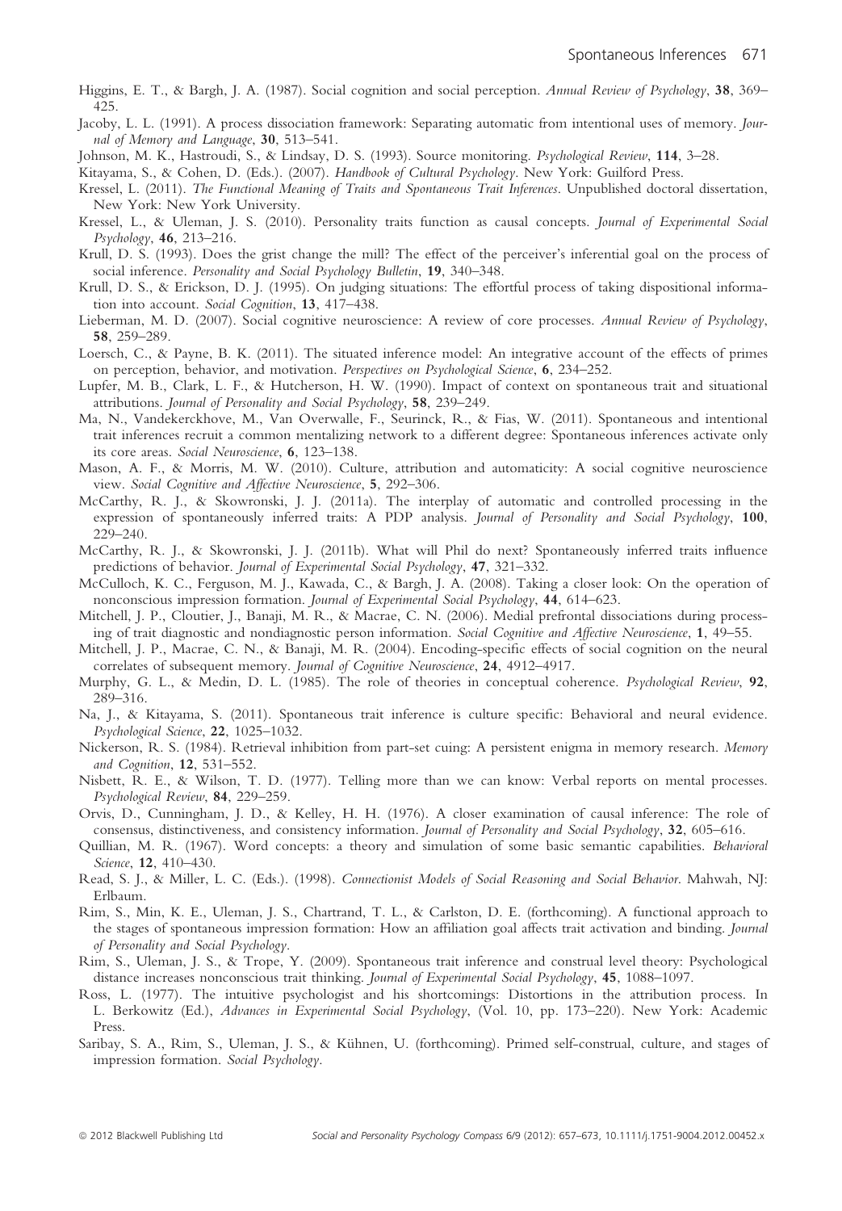Higgins, E. T., & Bargh, J. A. (1987). Social cognition and social perception. *Annual Review of Psychology*, **38**, 369–425.

Jacoby, L. L. (1991). A process dissociation framework: Separating automatic from intentional uses of memory. *Journal of Memory and Language*, **30**, 513–541.

Johnson, M. K., Hastroudi, S., & Lindsay, D. S. (1993). Source monitoring. *Psychological Review*, **114**, 3–28.

Kitayama, S., & Cohen, D. (Eds.). (2007). *Handbook of Cultural Psychology*. New York: Guilford Press.

Kressel, L. (2011). *The Functional Meaning of Traits and Spontaneous Trait Inferences*. Unpublished doctoral dissertation, New York: New York University.

Kressel, L., & Uleman, J. S. (2010). Personality traits function as causal concepts. *Journal of Experimental Social Psychology*, **46**, 213–216.

Krull, D. S. (1993). Does the grist change the mill? The effect of the perceiver's inferential goal on the process of social inference. *Personality and Social Psychology Bulletin*, **19**, 340–348.

Krull, D. S., & Erickson, D. J. (1995). On judging situations: The effortful process of taking dispositional information into account. *Social Cognition*, **13**, 417–438.

Lieberman, M. D. (2007). Social cognitive neuroscience: A review of core processes. *Annual Review of Psychology*, **58**, 259–289.

Loersch, C., & Payne, B. K. (2011). The situated inference model: An integrative account of the effects of primes on perception, behavior, and motivation. *Perspectives on Psychological Science*, **6**, 234–252.

Lupfer, M. B., Clark, L. F., & Hutcherson, H. W. (1990). Impact of context on spontaneous trait and situational attributions. *Journal of Personality and Social Psychology*, **58**, 239–249.

Ma, N., Vandekerckhove, M., Van Overwalle, F., Seurinck, R., & Fias, W. (2011). Spontaneous and intentional trait inferences recruit a common mentalizing network to a different degree: Spontaneous inferences activate only its core areas. *Social Neuroscience*, **6**, 123–138.

Mason, A. F., & Morris, M. W. (2010). Culture, attribution and automaticity: A social cognitive neuroscience view. *Social Cognitive and Affective Neuroscience*, **5**, 292–306.

McCarthy, R. J., & Skowronski, J. J. (2011a). The interplay of automatic and controlled processing in the expression of spontaneously inferred traits: A PDP analysis. *Journal of Personality and Social Psychology*, **100**, 229–240.

McCarthy, R. J., & Skowronski, J. J. (2011b). What will Phil do next? Spontaneously inferred traits influence predictions of behavior. *Journal of Experimental Social Psychology*, **47**, 321–332.

McCulloch, K. C., Ferguson, M. J., Kawada, C., & Bargh, J. A. (2008). Taking a closer look: On the operation of nonconscious impression formation. *Journal of Experimental Social Psychology*, **44**, 614–623.

Mitchell, J. P., Cloutier, J., Banaji, M. R., & Macrae, C. N. (2006). Medial prefrontal dissociations during processing of trait diagnostic and nondiagnostic person information. *Social Cognitive and Affective Neuroscience*, **1**, 49–55.

Mitchell, J. P., Macrae, C. N., & Banaji, M. R. (2004). Encoding-specific effects of social cognition on the neural correlates of subsequent memory. *Journal of Cognitive Neuroscience*, **24**, 4912–4917.

Murphy, G. L., & Medin, D. L. (1985). The role of theories in conceptual coherence. *Psychological Review*, **92**, 289–316.

Na, J., & Kitayama, S. (2011). Spontaneous trait inference is culture specific: Behavioral and neural evidence. *Psychological Science*, **22**, 1025–1032.

Nickerson, R. S. (1984). Retrieval inhibition from part-set cuing: A persistent enigma in memory research. *Memory and Cognition*, **12**, 531–552.

Nisbett, R. E., & Wilson, T. D. (1977). Telling more than we can know: Verbal reports on mental processes. *Psychological Review*, **84**, 229–259.

Orvis, D., Cunningham, J. D., & Kelley, H. H. (1976). A closer examination of causal inference: The role of consensus, distinctiveness, and consistency information. *Journal of Personality and Social Psychology*, **32**, 605–616.

Quillian, M. R. (1967). Word concepts: a theory and simulation of some basic semantic capabilities. *Behavioral Science*, **12**, 410–430.

Read, S. J., & Miller, L. C. (Eds.). (1998). *Connectionist Models of Social Reasoning and Social Behavior*. Mahwah, NJ: Erlbaum.

Rim, S., Min, K. E., Uleman, J. S., Chartrand, T. L., & Carlston, D. E. (forthcoming). A functional approach to the stages of spontaneous impression formation: How an affiliation goal affects trait activation and binding. *Journal of Personality and Social Psychology*.

Rim, S., Uleman, J. S., & Trope, Y. (2009). Spontaneous trait inference and construal level theory: Psychological distance increases nonconscious trait thinking. *Journal of Experimental Social Psychology*, **45**, 1088–1097.

Ross, L. (1977). The intuitive psychologist and his shortcomings: Distortions in the attribution process. In L. Berkowitz (Ed.), *Advances in Experimental Social Psychology*, (Vol. 10, pp. 173–220). New York: Academic Press.

Saribay, S. A., Rim, S., Uleman, J. S., & Kühnen, U. (forthcoming). Primed self-construal, culture, and stages of impression formation. *Social Psychology*.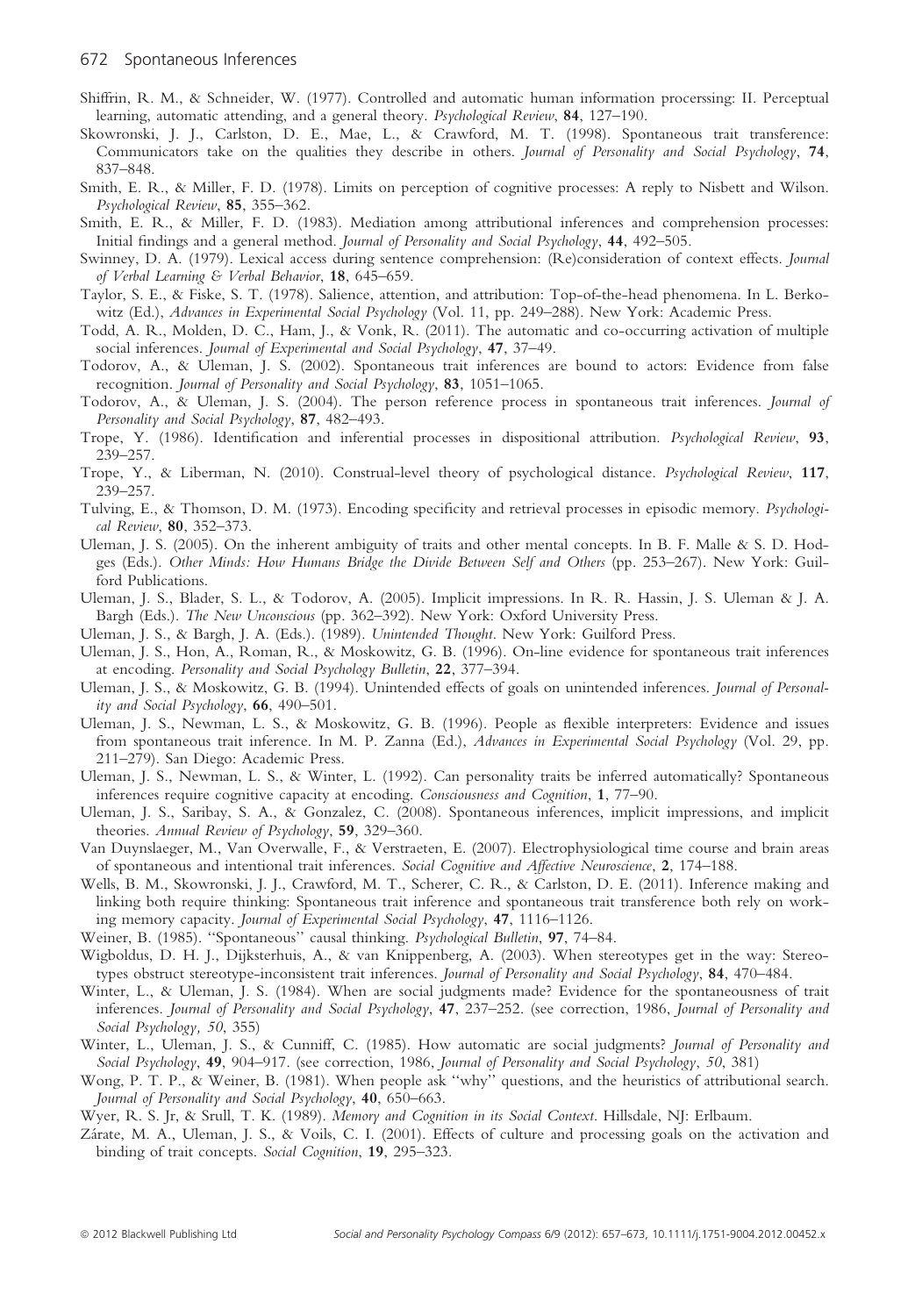Shiffrin, R. M., & Schneider, W. (1977). Controlled and automatic human information procerssing: II. Perceptual learning, automatic attending, and a general theory. *Psychological Review*, **84**, 127–190.

Skowronski, J. J., Carlston, D. E., Mae, L., & Crawford, M. T. (1998). Spontaneous trait transference: Communicators take on the qualities they describe in others. *Journal of Personality and Social Psychology*, **74**, 837–848.

Smith, E. R., & Miller, F. D. (1978). Limits on perception of cognitive processes: A reply to Nisbett and Wilson. *Psychological Review*, **85**, 355–362.

Smith, E. R., & Miller, F. D. (1983). Mediation among attributional inferences and comprehension processes: Initial findings and a general method. *Journal of Personality and Social Psychology*, **44**, 492–505.

Swinney, D. A. (1979). Lexical access during sentence comprehension: (Re)consideration of context effects. *Journal of Verbal Learning & Verbal Behavior*, **18**, 645–659.

Taylor, S. E., & Fiske, S. T. (1978). Salience, attention, and attribution: Top-of-the-head phenomena. In L. Berkowitz (Ed.), *Advances in Experimental Social Psychology* (Vol. 11, pp. 249–288). New York: Academic Press.

Todd, A. R., Molden, D. C., Ham, J., & Vonk, R. (2011). The automatic and co-occurring activation of multiple social inferences. *Journal of Experimental and Social Psychology*, **47**, 37–49.

Todorov, A., & Uleman, J. S. (2002). Spontaneous trait inferences are bound to actors: Evidence from false recognition. *Journal of Personality and Social Psychology*, **83**, 1051–1065.

Todorov, A., & Uleman, J. S. (2004). The person reference process in spontaneous trait inferences. *Journal of Personality and Social Psychology*, **87**, 482–493.

Trope, Y. (1986). Identification and inferential processes in dispositional attribution. *Psychological Review*, **93**, 239–257.

Trope, Y., & Liberman, N. (2010). Construal-level theory of psychological distance. *Psychological Review*, **117**, 239–257.

Tulving, E., & Thomson, D. M. (1973). Encoding specificity and retrieval processes in episodic memory. *Psychological Review*, **80**, 352–373.

Uleman, J. S. (2005). On the inherent ambiguity of traits and other mental concepts. In B. F. Malle & S. D. Hodges (Eds.). *Other Minds: How Humans Bridge the Divide Between Self and Others* (pp. 253–267). New York: Guilford Publications.

Uleman, J. S., Blader, S. L., & Todorov, A. (2005). Implicit impressions. In R. R. Hassin, J. S. Uleman & J. A. Bargh (Eds.). *The New Unconscious* (pp. 362–392). New York: Oxford University Press.

Uleman, J. S., & Bargh, J. A. (Eds.). (1989). *Unintended Thought*. New York: Guilford Press.

Uleman, J. S., Hon, A., Roman, R., & Moskowitz, G. B. (1996). On-line evidence for spontaneous trait inferences at encoding. *Personality and Social Psychology Bulletin*, **22**, 377–394.

Uleman, J. S., & Moskowitz, G. B. (1994). Unintended effects of goals on unintended inferences. *Journal of Personality and Social Psychology*, **66**, 490–501.

Uleman, J. S., Newman, L. S., & Moskowitz, G. B. (1996). People as flexible interpreters: Evidence and issues from spontaneous trait inference. In M. P. Zanna (Ed.), *Advances in Experimental Social Psychology* (Vol. 29, pp. 211–279). San Diego: Academic Press.

Uleman, J. S., Newman, L. S., & Winter, L. (1992). Can personality traits be inferred automatically? Spontaneous inferences require cognitive capacity at encoding. *Consciousness and Cognition*, **1**, 77–90.

Uleman, J. S., Saribay, S. A., & Gonzalez, C. (2008). Spontaneous inferences, implicit impressions, and implicit theories. *Annual Review of Psychology*, **59**, 329–360.

Van Duynslaeger, M., Van Overwalle, F., & Verstraeten, E. (2007). Electrophysiological time course and brain areas of spontaneous and intentional trait inferences. *Social Cognitive and Affective Neuroscience*, **2**, 174–188.

Wells, B. M., Skowronski, J. J., Crawford, M. T., Scherer, C. R., & Carlston, D. E. (2011). Inference making and linking both require thinking: Spontaneous trait inference and spontaneous trait transference both rely on working memory capacity. *Journal of Experimental Social Psychology*, **47**, 1116–1126.

Weiner, B. (1985). ''Spontaneous'' causal thinking. *Psychological Bulletin*, **97**, 74–84.

Wigboldus, D. H. J., Dijksterhuis, A., & van Knippenberg, A. (2003). When stereotypes get in the way: Stereotypes obstruct stereotype-inconsistent trait inferences. *Journal of Personality and Social Psychology*, **84**, 470–484.

Winter, L., & Uleman, J. S. (1984). When are social judgments made? Evidence for the spontaneousness of trait inferences. *Journal of Personality and Social Psychology*, **47**, 237–252. (see correction, 1986, *Journal of Personality and Social Psychology, 50*, 355)

Winter, L., Uleman, J. S., & Cunniff, C. (1985). How automatic are social judgments? *Journal of Personality and Social Psychology*, **49**, 904–917. (see correction, 1986, *Journal of Personality and Social Psychology, 50*, 381)

Wong, P. T. P., & Weiner, B. (1981). When people ask ''why'' questions, and the heuristics of attributional search. *Journal of Personality and Social Psychology*, **40**, 650–663.

Wyer, R. S. Jr, & Srull, T. K. (1989). *Memory and Cognition in its Social Context*. Hillsdale, NJ: Erlbaum.

Zárate, M. A., Uleman, J. S., & Voils, C. I. (2001). Effects of culture and processing goals on the activation and binding of trait concepts. *Social Cognition*, **19**, 295–323.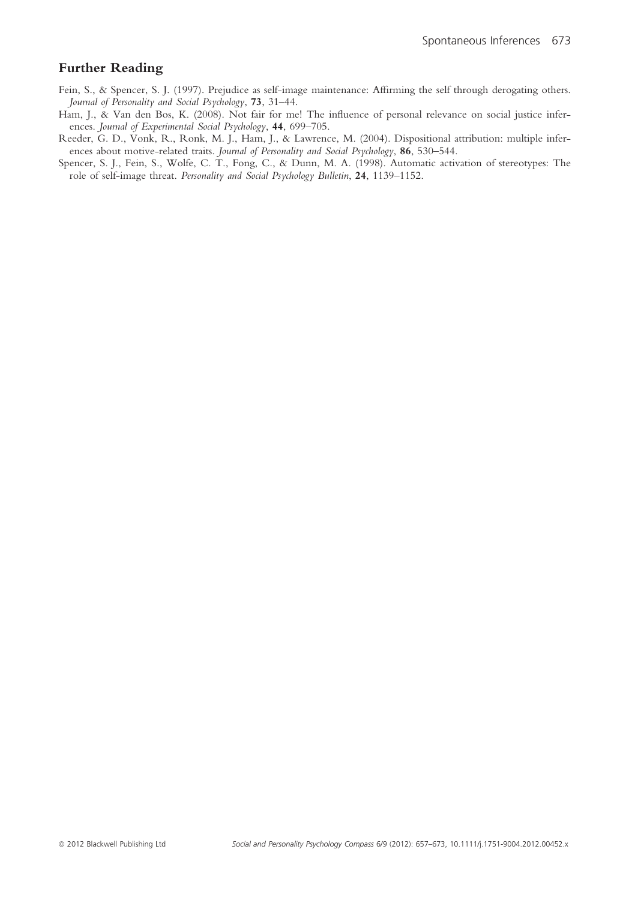## Further Reading

Fein, S., & Spencer, S. J. (1997). Prejudice as self-image maintenance: Affirming the self through derogating others. *Journal of Personality and Social Psychology*, **73**, 31–44.

Ham, J., & Van den Bos, K. (2008). Not fair for me! The influence of personal relevance on social justice inferences. *Journal of Experimental Social Psychology*, **44**, 699–705.

Reeder, G. D., Vonk, R., Ronk, M. J., Ham, J., & Lawrence, M. (2004). Dispositional attribution: multiple inferences about motive-related traits. *Journal of Personality and Social Psychology*, **86**, 530–544.

Spencer, S. J., Fein, S., Wolfe, C. T., Fong, C., & Dunn, M. A. (1998). Automatic activation of stereotypes: The role of self-image threat. *Personality and Social Psychology Bulletin*, **24**, 1139–1152.